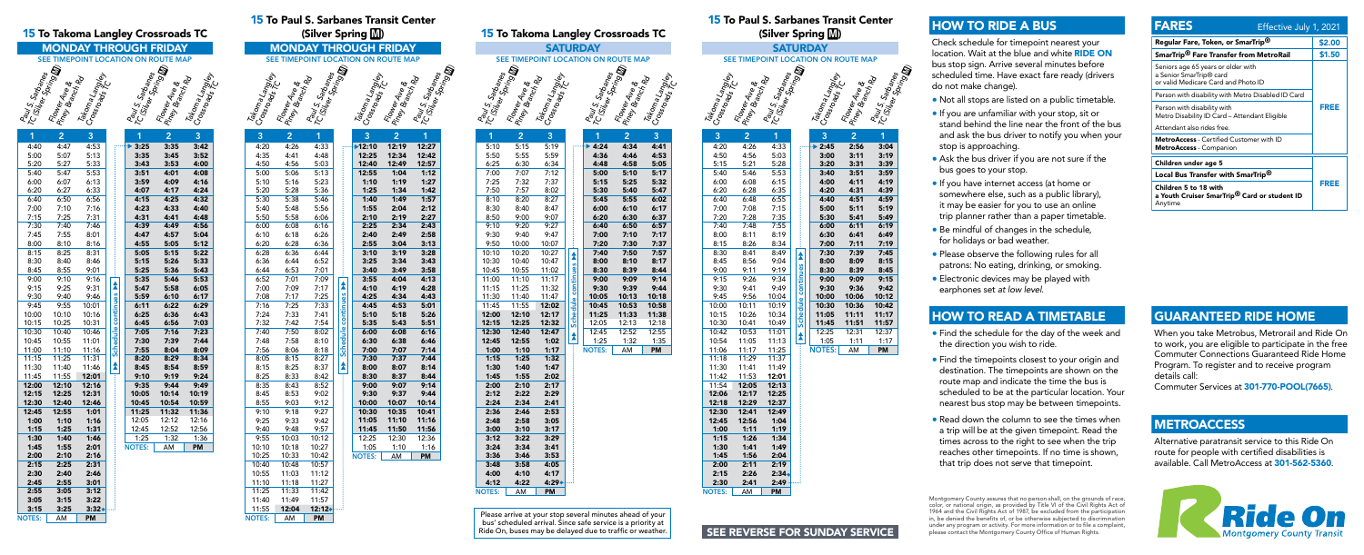# 15 To Takoma Langley Crossroads TC

## MONDAY THROUGH FRIDAY

SEE TIMEPOINT LOCATION ON ROUTE MAP

| 1 Paul S. Sarbanes TC (Silver Spring M) | 2 Flower Ave & Piney Branch Rd | 3 Takoma Langley Crossroads TC |
|---|---|---|
| 4:40 | 4:47 | 4:53 |
| 5:00 | 5:07 | 5:13 |
| 5:20 | 5:27 | 5:33 |
| 5:40 | 5:47 | 5:53 |
| 6:00 | 6:07 | 6:13 |
| 6:20 | 6:27 | 6:33 |
| 6:40 | 6:50 | 6:56 |
| 7:00 | 7:10 | 7:16 |
| 7:15 | 7:25 | 7:31 |
| 7:30 | 7:40 | 7:46 |
| 7:45 | 7:55 | 8:01 |
| 8:00 | 8:10 | 8:16 |
| 8:15 | 8:25 | 8:31 |
| 8:30 | 8:40 | 8:46 |
| 8:45 | 8:55 | 9:01 |
| 9:00 | 9:10 | 9:16 |
| 9:15 | 9:25 | 9:31 |
| 9:30 | 9:40 | 9:46 |
| 9:45 | 9:55 | 10:01 |
| 10:00 | 10:10 | 10:16 |
| 10:15 | 10:25 | 10:31 |
| 10:30 | 10:40 | 10:46 |
| 10:45 | 10:55 | 11:01 |
| 11:00 | 11:10 | 11:16 |
| 11:15 | 11:25 | 11:31 |
| 11:30 | 11:40 | 11:46 |
| 11:45 | 11:55 | **12:01** |
| **12:00** | **12:10** | **12:16** |
| **12:15** | **12:25** | **12:31** |
| **12:30** | **12:40** | **12:46** |
| **12:45** | **12:55** | **1:01** |
| **1:00** | **1:10** | **1:16** |
| **1:15** | **1:25** | **1:31** |
| **1:30** | **1:40** | **1:46** |
| **1:45** | **1:55** | **2:01** |
| **2:00** | **2:10** | **2:16** |
| **2:15** | **2:25** | **2:31** |
| **2:30** | **2:40** | **2:46** |
| **2:45** | **2:55** | **3:01** |
| **3:05** | **3:15** | **3:22** |
| **3:15** | **3:25** | **3:32** |

Schedule continues

| 1 | 2 | 3 |
|---|---|---|
| **3:25** | **3:35** | **3:42** |
| **3:35** | **3:45** | **3:52** |
| **3:43** | **3:53** | **4:00** |
| **3:51** | **4:01** | **4:08** |
| **3:59** | **4:09** | **4:16** |
| **4:07** | **4:17** | **4:24** |
| **4:15** | **4:25** | **4:32** |
| **4:23** | **4:33** | **4:40** |
| **4:31** | **4:41** | **4:48** |
| **4:39** | **4:49** | **4:56** |
| **4:47** | **4:57** | **5:04** |
| **4:55** | **5:05** | **5:12** |
| **5:05** | **5:15** | **5:22** |
| **5:15** | **5:26** | **5:33** |
| **5:25** | **5:36** | **5:43** |
| **5:35** | **5:46** | **5:53** |
| **5:47** | **5:58** | **6:05** |
| **5:59** | **6:10** | **6:17** |
| **6:11** | **6:22** | **6:29** |
| **6:25** | **6:36** | **6:43** |
| **6:45** | **6:56** | **7:03** |
| **7:05** | **7:16** | **7:23** |
| **7:30** | **7:39** | **7:44** |
| **7:55** | **8:04** | **8:09** |
| **8:20** | **8:29** | **8:34** |
| **8:45** | **8:54** | **8:59** |
| **9:10** | **9:19** | **9:24** |
| **9:35** | **9:44** | **9:49** |
| **10:05** | **10:14** | **10:19** |
| **10:45** | **10:54** | **10:59** |
| **11:25** | **11:32** | **11:36** |
| 12:05 | 12:12 | 12:16 |
| 12:45 | 12:52 | 12:56 |
| 1:25 | 1:32 | 1:36 |

NOTES: AM **PM**

# 15 To Paul S. Sarbanes Transit Center (Silver Spring M)

## MONDAY THROUGH FRIDAY

SEE TIMEPOINT LOCATION ON ROUTE MAP

| 3 Takoma Langley Crossroads TC | 2 Flower Ave & Piney Branch Rd | 1 Paul S. Sarbanes TC (Silver Spring M) |
|---|---|---|
| 4:20 | 4:26 | 4:33 |
| 4:35 | 4:41 | 4:48 |
| 4:50 | 4:56 | 5:03 |
| 5:00 | 5:06 | 5:13 |
| 5:10 | 5:16 | 5:23 |
| 5:20 | 5:28 | 5:36 |
| 5:30 | 5:38 | 5:46 |
| 5:40 | 5:48 | 5:56 |
| 5:50 | 5:58 | 6:06 |
| 6:00 | 6:08 | 6:16 |
| 6:10 | 6:18 | 6:26 |
| 6:20 | 6:28 | 6:36 |
| 6:28 | 6:36 | 6:44 |
| 6:36 | 6:44 | 6:52 |
| 6:44 | 6:53 | 7:01 |
| 6:52 | 7:01 | 7:09 |
| 7:00 | 7:09 | 7:17 |
| 7:08 | 7:17 | 7:25 |
| 7:16 | 7:25 | 7:33 |
| 7:24 | 7:33 | 7:41 |
| 7:32 | 7:42 | 7:54 |
| 7:40 | 7:50 | 8:02 |
| 7:48 | 7:58 | 8:10 |
| 7:56 | 8:06 | 8:18 |
| 8:05 | 8:15 | 8:27 |
| 8:15 | 8:25 | 8:37 |
| 8:25 | 8:33 | 8:42 |
| 8:35 | 8:43 | 8:52 |
| 8:45 | 8:53 | 9:02 |
| 8:55 | 9:03 | 9:12 |
| 9:10 | 9:18 | 9:27 |
| 9:25 | 9:33 | 9:42 |
| 9:40 | 9:48 | 9:57 |
| 9:55 | 10:03 | 10:12 |
| 10:10 | 10:18 | 10:27 |
| 10:25 | 10:33 | 10:42 |
| 10:40 | 10:48 | 10:57 |
| 10:55 | 11:03 | 11:12 |
| 11:10 | 11:18 | 11:27 |
| 11:25 | 11:33 | 11:42 |
| 11:40 | 11:49 | 11:57 |
| 11:55 | **12:04** | **12:12** |

Schedule continues

| 3 | 2 | 1 |
|---|---|---|
| **12:10** | **12:19** | **12:27** |
| **12:25** | **12:34** | **12:42** |
| **12:40** | **12:49** | **12:57** |
| **12:55** | **1:04** | **1:12** |
| **1:10** | **1:19** | **1:27** |
| **1:25** | **1:34** | **1:42** |
| **1:40** | **1:49** | **1:57** |
| **1:55** | **2:04** | **2:12** |
| **2:10** | **2:19** | **2:27** |
| **2:25** | **2:34** | **2:43** |
| **2:40** | **2:49** | **2:58** |
| **2:55** | **3:04** | **3:13** |
| **3:10** | **3:19** | **3:28** |
| **3:25** | **3:34** | **3:43** |
| **3:40** | **3:49** | **3:58** |
| **3:55** | **4:04** | **4:13** |
| **4:10** | **4:19** | **4:28** |
| **4:25** | **4:34** | **4:43** |
| **4:45** | **4:53** | **5:01** |
| **5:10** | **5:18** | **5:26** |
| **5:35** | **5:43** | **5:51** |
| **6:00** | **6:08** | **6:16** |
| **6:30** | **6:38** | **6:46** |
| **7:00** | **7:07** | **7:14** |
| **7:30** | **7:37** | **7:44** |
| **8:00** | **8:07** | **8:14** |
| **8:30** | **8:37** | **8:44** |
| **9:00** | **9:07** | **9:14** |
| **9:30** | **9:37** | **9:44** |
| **10:00** | **10:07** | **10:14** |
| **10:30** | **10:35** | **10:41** |
| **11:05** | **11:10** | **11:16** |
| **11:45** | **11:50** | **11:56** |
| 12:25 | 12:30 | 12:36 |
| 1:05 | 1:10 | 1:16 |

NOTES: AM **PM**

# 15 To Takoma Langley Crossroads TC

## SATURDAY

SEE TIMEPOINT LOCATION ON ROUTE MAP

| 1 Paul S. Sarbanes TC (Silver Spring M) | 2 Flower Ave & Piney Branch Rd | 3 Takoma Langley Crossroads TC |
|---|---|---|
| 5:10 | 5:15 | 5:19 |
| 5:50 | 5:55 | 5:59 |
| 6:25 | 6:30 | 6:34 |
| 7:00 | 7:07 | 7:12 |
| 7:25 | 7:32 | 7:37 |
| 7:50 | 7:57 | 8:02 |
| 8:10 | 8:20 | 8:27 |
| 8:30 | 8:40 | 8:47 |
| 8:50 | 9:00 | 9:07 |
| 9:10 | 9:20 | 9:27 |
| 9:30 | 9:40 | 9:47 |
| 9:50 | 10:00 | 10:07 |
| 10:10 | 10:20 | 10:27 |
| 10:30 | 10:40 | 10:47 |
| 10:45 | 10:55 | 11:02 |
| 11:00 | 11:10 | 11:17 |
| 11:15 | 11:25 | 11:32 |
| 11:30 | 11:40 | 11:47 |
| 11:45 | 11:55 | **12:02** |
| **12:00** | **12:10** | **12:17** |
| **12:15** | **12:25** | **12:32** |
| **12:30** | **12:40** | **12:47** |
| **12:45** | **12:55** | **1:02** |
| **1:00** | **1:10** | **1:17** |
| **1:15** | **1:25** | **1:32** |
| **1:30** | **1:40** | **1:47** |
| **1:45** | **1:55** | **2:02** |
| **2:00** | **2:10** | **2:17** |
| **2:12** | **2:22** | **2:29** |
| **2:24** | **2:34** | **2:41** |
| **2:36** | **2:46** | **2:53** |
| **2:48** | **2:58** | **3:05** |
| **3:00** | **3:10** | **3:17** |
| **3:12** | **3:22** | **3:29** |
| **3:24** | **3:34** | **3:41** |
| **3:36** | **3:46** | **3:53** |
| **3:48** | **3:58** | **4:05** |
| **4:00** | **4:10** | **4:17** |
| **4:12** | **4:22** | **4:29** |

Schedule continues

| 1 | 2 | 3 |
|---|---|---|
| **4:24** | **4:34** | **4:41** |
| **4:36** | **4:46** | **4:53** |
| **4:48** | **4:58** | **5:05** |
| **5:00** | **5:10** | **5:17** |
| **5:15** | **5:25** | **5:32** |
| **5:30** | **5:40** | **5:47** |
| **5:45** | **5:55** | **6:02** |
| **6:00** | **6:10** | **6:17** |
| **6:20** | **6:30** | **6:37** |
| **6:40** | **6:50** | **6:57** |
| **7:00** | **7:10** | **7:17** |
| **7:20** | **7:30** | **7:37** |
| **7:40** | **7:50** | **7:57** |
| **8:00** | **8:10** | **8:17** |
| **8:30** | **8:39** | **8:44** |
| **9:00** | **9:09** | **9:14** |
| **9:30** | **9:39** | **9:44** |
| **10:05** | **10:13** | **10:18** |
| **10:45** | **10:53** | **10:58** |
| **11:25** | **11:33** | **11:38** |
| 12:05 | 12:13 | 12:18 |
| 12:45 | 12:52 | 12:55 |
| 1:25 | 1:32 | 1:35 |

NOTES: AM **PM**

Please arrive at your stop several minutes ahead of your bus' scheduled arrival. Since safe service is a priority at Ride On, buses may be delayed due to traffic or weather.

# 15 To Paul S. Sarbanes Transit Center (Silver Spring M)

## SATURDAY

SEE TIMEPOINT LOCATION ON ROUTE MAP

| 3 Takoma Langley Crossroads TC | 2 Flower Ave & Piney Branch Rd | 1 Paul S. Sarbanes TC (Silver Spring M) |
|---|---|---|
| 4:20 | 4:26 | 4:33 |
| 4:50 | 4:56 | 5:03 |
| 5:15 | 5:21 | 5:28 |
| 5:40 | 5:46 | 5:53 |
| 6:00 | 6:08 | 6:15 |
| 6:20 | 6:28 | 6:35 |
| 6:40 | 6:48 | 6:55 |
| 7:00 | 7:08 | 7:15 |
| 7:20 | 7:28 | 7:35 |
| 7:40 | 7:48 | 7:55 |
| 8:00 | 8:11 | 8:19 |
| 8:15 | 8:26 | 8:34 |
| 8:30 | 8:41 | 8:49 |
| 8:45 | 8:56 | 9:04 |
| 9:00 | 9:11 | 9:19 |
| 9:15 | 9:26 | 9:34 |
| 9:30 | 9:41 | 9:49 |
| 9:45 | 9:56 | 10:04 |
| 10:00 | 10:11 | 10:19 |
| 10:15 | 10:26 | 10:34 |
| 10:30 | 10:41 | 10:49 |
| 10:42 | 10:53 | 11:01 |
| 10:54 | 11:05 | 11:13 |
| 11:06 | 11:17 | 11:25 |
| 11:18 | 11:29 | 11:37 |
| 11:30 | 11:41 | 11:49 |
| 11:42 | 11:53 | 12:01 |
| 11:54 | **12:05** | **12:13** |
| **12:06** | **12:17** | **12:25** |
| **12:18** | **12:29** | **12:37** |
| **12:30** | **12:41** | **12:49** |
| **12:45** | **12:56** | **1:04** |
| **1:00** | **1:11** | **1:19** |
| **1:15** | **1:26** | **1:34** |
| **1:30** | **1:41** | **1:49** |
| **1:45** | **1:56** | **2:04** |
| **2:00** | **2:11** | **2:19** |
| **2:15** | **2:26** | **2:34** |
| **2:30** | **2:41** | **2:49** |

Schedule continues

| 3 | 2 | 1 |
|---|---|---|
| **2:45** | **2:56** | **3:04** |
| **3:00** | **3:11** | **3:19** |
| **3:20** | **3:31** | **3:39** |
| **3:40** | **3:51** | **3:59** |
| **4:00** | **4:11** | **4:19** |
| **4:20** | **4:31** | **4:39** |
| **4:40** | **4:51** | **4:59** |
| **5:00** | **5:11** | **5:19** |
| **5:30** | **5:41** | **5:49** |
| **6:00** | **6:11** | **6:19** |
| **6:30** | **6:41** | **6:49** |
| **7:00** | **7:11** | **7:19** |
| **7:30** | **7:39** | **7:45** |
| **8:00** | **8:09** | **8:15** |
| **8:30** | **8:39** | **8:45** |
| **9:00** | **9:09** | **9:15** |
| **9:30** | **9:36** | **9:42** |
| **10:00** | **10:06** | **10:12** |
| **10:30** | **10:36** | **10:42** |
| **11:05** | **11:11** | **11:17** |
| **11:45** | **11:51** | **11:57** |
| 12:25 | 12:31 | 12:37 |
| 1:05 | 1:11 | 1:17 |

NOTES: AM **PM**

SEE REVERSE FOR SUNDAY SERVICE

## HOW TO RIDE A BUS

Check schedule for timepoint nearest your location. Wait at the blue and white **RIDE ON** bus stop sign. Arrive several minutes before scheduled time. Have exact fare ready (drivers do not make change).

- Not all stops are listed on a public timetable.
- If you are unfamiliar with your stop, sit or stand behind the line near the front of the bus and ask the bus driver to notify you when your stop is approaching.
- Ask the bus driver if you are not sure if the bus goes to your stop.
- If you have internet access (at home or somewhere else, such as a public library), it may be easier for you to use an online trip planner rather than a paper timetable.
- Be mindful of changes in the schedule, for holidays or bad weather.
- Please observe the following rules for all patrons: No eating, drinking, or smoking.
- Electronic devices may be played with earphones set *at low level*.

## HOW TO READ A TIMETABLE

- Find the schedule for the day of the week and the direction you wish to ride.
- Find the timepoints closest to your origin and destination. The timepoints are shown on the route map and indicate the time the bus is scheduled to be at the particular location. Your nearest bus stop may be between timepoints.
- Read down the column to see the times when a trip will be at the given timepoint. Read the times across to the right to see when the trip reaches other timepoints. If no time is shown, that trip does not serve that timepoint.

Montgomery County assures that no person shall, on the grounds of race, color, or national origin, as provided by Title VI of the Civil Rights Act of 1964 and the Civil Rights Act of 1987, be excluded from the participation in, be denied the benefits of, or be otherwise subjected to discrimination under any program or activity. For more information or to file a complaint, please contact the Montgomery County Office of Human Rights.

## FARES

Effective July 1, 2021

| | |
|---|---|
| Regular Fare, Token, or SmarTrip® | $2.00 |
| SmarTrip® Fare Transfer from MetroRail | $1.50 |
| Seniors age 65 years or older with a Senior SmarTrip® card or valid Medicare Card and Photo ID | FREE |
| Person with disability with Metro Disabled ID Card | FREE |
| Person with disability with Metro Disability ID Card – Attendant Eligible<br>Attendant also rides free. | FREE |
| MetroAccess - Certified Customer with ID<br>MetroAccess - Companion | FREE |
| Children under age 5 | FREE |
| Local Bus Transfer with SmarTrip® | FREE |
| Children 5 to 18 with a Youth Cruiser SmarTrip® Card or student ID<br>Anytime | FREE |

## GUARANTEED RIDE HOME

When you take Metrobus, Metrorail and Ride On to work, you are eligible to participate in the free Commuter Connections Guaranteed Ride Home Program. To register and to receive program details call:

Commuter Services at **301-770-POOL(7665)**.

## METROACCESS

Alternative paratransit service to this Ride On route for people with certified disabilities is available. Call MetroAccess at **301-562-5360**.

Ride On Montgomery County Transit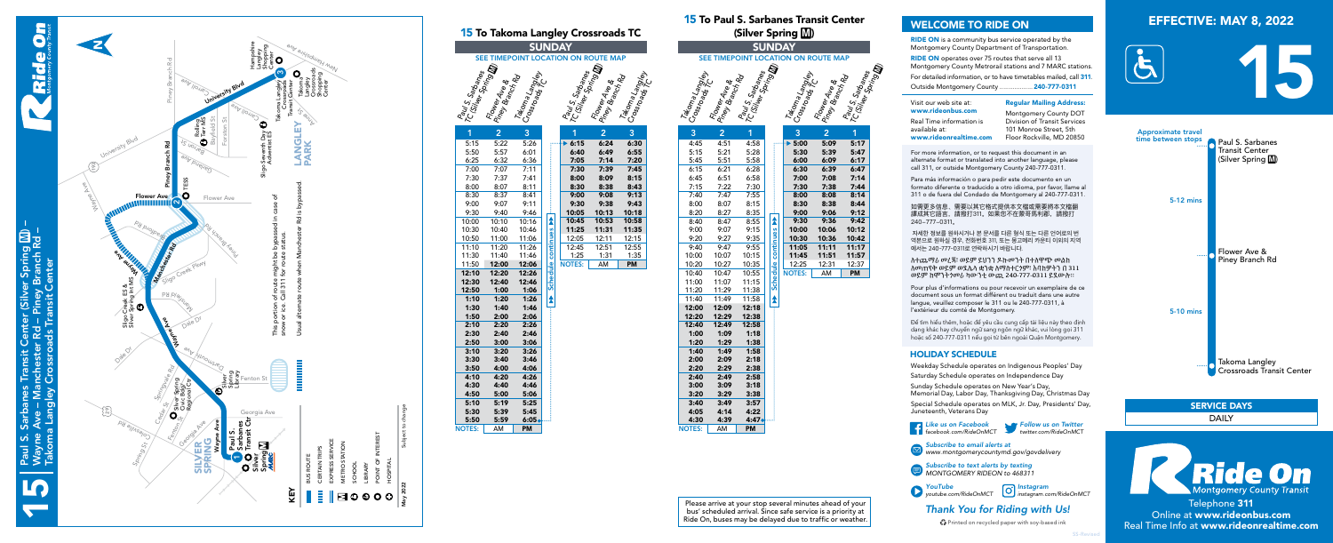# 15 Paul S. Sarbanes Transit Center (Silver Spring M) – Wayne Ave – Manchester Rd – Piney Branch Rd – Takoma Langley Crossroads Transit Center

## KEY

- BUS ROUTE
- CERTAIN TRIPS
- EXPRESS SERVICE
- METRO STATION
- SCHOOL
- LIBRARY
- POINT OF INTEREST
- HOSPITAL

May 2022

Subject to change

This portion of route might be bypassed in case of snow or ice. Call 311 for route status.

Usual alternate route when Manchester Rd is bypassed.

## 15 To Takoma Langley Crossroads TC

### SUNDAY

SEE TIMEPOINT LOCATION ON ROUTE MAP

| 1 Paul S. Sarbanes TC (Silver Spring M) | 2 Flower Ave & Piney Branch Rd | 3 Takoma Langley Crossroads TC |
|---|---|---|
| 5:15 | 5:22 | 5:26 |
| 5:50 | 5:57 | 6:01 |
| 6:25 | 6:32 | 6:36 |
| 7:00 | 7:07 | 7:11 |
| 7:30 | 7:37 | 7:41 |
| 8:00 | 8:07 | 8:11 |
| 8:30 | 8:37 | 8:41 |
| 9:00 | 9:07 | 9:11 |
| 9:30 | 9:40 | 9:46 |
| 10:00 | 10:10 | 10:16 |
| 10:30 | 10:40 | 10:46 |
| 10:50 | 11:00 | 11:06 |
| 11:10 | 11:20 | 11:26 |
| 11:30 | 11:40 | 11:46 |
| 11:50 | **12:00** | **12:06** |
| **12:10** | **12:20** | **12:26** |
| **12:30** | **12:40** | **12:46** |
| **12:50** | **1:00** | **1:06** |
| **1:10** | **1:20** | **1:26** |
| **1:30** | **1:40** | **1:46** |
| **1:50** | **2:00** | **2:06** |
| **2:10** | **2:20** | **2:26** |
| **2:30** | **2:40** | **2:46** |
| **2:50** | **3:00** | **3:06** |
| **3:10** | **3:20** | **3:26** |
| **3:30** | **3:40** | **3:46** |
| **3:50** | **4:00** | **4:06** |
| **4:10** | **4:20** | **4:26** |
| **4:30** | **4:40** | **4:46** |
| **4:50** | **5:00** | **5:06** |
| **5:10** | **5:19** | **5:25** |
| **5:30** | **5:39** | **5:45** |
| **5:50** | **5:59** | **6:05** |
| **6:15** | **6:24** | **6:30** |
| **6:40** | **6:49** | **6:55** |
| **7:05** | **7:14** | **7:20** |
| **7:30** | **7:39** | **7:45** |
| **8:00** | **8:09** | **8:15** |
| **8:30** | **8:38** | **8:43** |
| **9:00** | **9:08** | **9:13** |
| **9:30** | **9:38** | **9:43** |
| **10:05** | **10:13** | **10:18** |
| **10:45** | **10:53** | **10:58** |
| **11:25** | **11:31** | **11:35** |
| 12:05 | 12:11 | 12:15 |
| 12:45 | 12:51 | 12:55 |
| 1:25 | 1:31 | 1:35 |

NOTES: AM **PM**

Schedule continues

## 15 To Paul S. Sarbanes Transit Center (Silver Spring M)

### SUNDAY

SEE TIMEPOINT LOCATION ON ROUTE MAP

| 3 Takoma Langley Crossroads TC | 2 Flower Ave & Piney Branch Rd | 1 Paul S. Sarbanes TC (Silver Spring M) |
|---|---|---|
| 4:45 | 4:51 | 4:58 |
| 5:15 | 5:21 | 5:28 |
| 5:45 | 5:51 | 5:58 |
| 6:15 | 6:21 | 6:28 |
| 6:45 | 6:51 | 6:58 |
| 7:15 | 7:22 | 7:30 |
| 7:40 | 7:47 | 7:55 |
| 8:00 | 8:07 | 8:15 |
| 8:20 | 8:27 | 8:35 |
| 8:40 | 8:47 | 8:55 |
| 9:00 | 9:07 | 9:15 |
| 9:20 | 9:27 | 9:35 |
| 9:40 | 9:47 | 9:55 |
| 10:00 | 10:07 | 10:15 |
| 10:20 | 10:27 | 10:35 |
| 10:40 | 10:47 | 10:55 |
| 11:00 | 11:07 | 11:15 |
| 11:20 | 11:29 | 11:38 |
| 11:40 | 11:49 | 11:58 |
| **12:00** | **12:09** | **12:18** |
| **12:20** | **12:29** | **12:38** |
| **12:40** | **12:49** | **12:58** |
| **1:00** | **1:09** | **1:18** |
| **1:20** | **1:29** | **1:38** |
| **1:40** | **1:49** | **1:58** |
| **2:00** | **2:09** | **2:18** |
| **2:20** | **2:29** | **2:38** |
| **2:40** | **2:49** | **2:58** |
| **3:00** | **3:09** | **3:18** |
| **3:20** | **3:29** | **3:38** |
| **3:40** | **3:49** | **3:57** |
| **4:05** | **4:14** | **4:22** |
| **4:30** | **4:39** | **4:47** |
| **5:00** | **5:09** | **5:17** |
| **5:30** | **5:39** | **5:47** |
| **6:00** | **6:09** | **6:17** |
| **6:30** | **6:39** | **6:47** |
| **7:00** | **7:08** | **7:14** |
| **7:30** | **7:38** | **7:44** |
| **8:00** | **8:08** | **8:14** |
| **8:30** | **8:38** | **8:44** |
| **9:00** | **9:06** | **9:12** |
| **9:30** | **9:36** | **9:42** |
| **10:00** | **10:06** | **10:12** |
| **10:30** | **10:36** | **10:42** |
| **11:05** | **11:11** | **11:17** |
| **11:45** | **11:51** | **11:57** |
| 12:25 | 12:31 | 12:37 |

NOTES: AM **PM**

Schedule continues

Please arrive at your stop several minutes ahead of your bus' scheduled arrival. Since safe service is a priority at Ride On, buses may be delayed due to traffic or weather.

## WELCOME TO RIDE ON

**RIDE ON** is a community bus service operated by the Montgomery County Department of Transportation.

**RIDE ON** operates over 75 routes that serve all 13 Montgomery County Metrorail stations and 7 MARC stations.

For detailed information, or to have timetables mailed, call **311**.

Outside Montgomery County .................. **240-777-0311**

Visit our web site at: **www.rideonbus.com**

Real Time information is available at: **www.rideonrealtime.com**

**Regular Mailing Address:**
Montgomery County DOT
Division of Transit Services
101 Monroe Street, 5th Floor Rockville, MD 20850

For more information, or to request this document in an alternate format or translated into another language, please call 311, or outside Montgomery County 240-777-0311.

Para más información o para pedir este documento en un formato diferente o traducido a otro idioma, por favor, llame al 311 o de fuera del Condado de Montgomery al 240-777-0311.

如需更多信息、需要以其它格式提供本文檔或需要將本文檔翻譯成其它語言，請撥打311。如果您不在蒙哥馬利郡，請撥打240–777–0311。

자세한 정보를 원하시거나 본 문서를 다른 형식 또는 다른 언어로의 번역본으로 원하실 경우, 전화번호 311 또는 몽고메리 카운티 이외의 지역에서는 240-777-0311로 연락하시기 바랍니다.

ለተጨማሪ መረጃ፣ ወይም ይህንን ጽሑፍ በተለዋጭ መልክ ለመጠየቅ ወይም ወደሌላ ቋንቋ ለማስተርጎም፣ እባክዎትን በ 311 ወይም ከሞንትጎመሪ ካውንቲ ውጪ 240-777-0311 ይደውሉ።

Pour plus d'informations ou pour recevoir un exemplaire de ce document sous un format différent ou traduit dans une autre langue, veuillez composer le 311 ou le 240-777-0311, à l'extérieur du comté de Montgomery.

Để tìm hiểu thêm, hoặc để yêu cầu cung cấp tài liệu này theo định dạng khác hay chuyển ngữ sang ngôn ngữ khác, vui lòng gọi 311 hoặc số 240-777-0311 nếu gọi từ bên ngoài Quận Montgomery.

## HOLIDAY SCHEDULE

Weekday Schedule operates on Indigenous Peoples' Day

Saturday Schedule operates on Independence Day

Sunday Schedule operates on New Year's Day, Memorial Day, Labor Day, Thanksgiving Day, Christmas Day

Special Schedule operates on MLK, Jr. Day, Presidents' Day, Juneteenth, Veterans Day

Like us on Facebook facebook.com/RideOnMCT

Follow us on Twitter twitter.com/RideOnMCT

Subscribe to email alerts at www.montgomerycountymd.gov/govdelivery

Subscribe to text alerts by texting MONTGOMERY RIDEON to 468311

YouTube youtube.com/RideOnMCT

Instagram instagram.com/RideOnMCT

*Thank You for Riding with Us!*

Printed on recycled paper with soy-based ink

## EFFECTIVE: MAY 8, 2022

# 15

Approximate travel time between stops

- Paul S. Sarbanes Transit Center (Silver Spring M)
- 5-12 mins
- Flower Ave & Piney Branch Rd
- 5-10 mins
- Takoma Langley Crossroads Transit Center

## SERVICE DAYS

DAILY

Ride On Montgomery County Transit

Telephone **311**

Online at **www.rideonbus.com**

Real Time Info at **www.rideonrealtime.com**